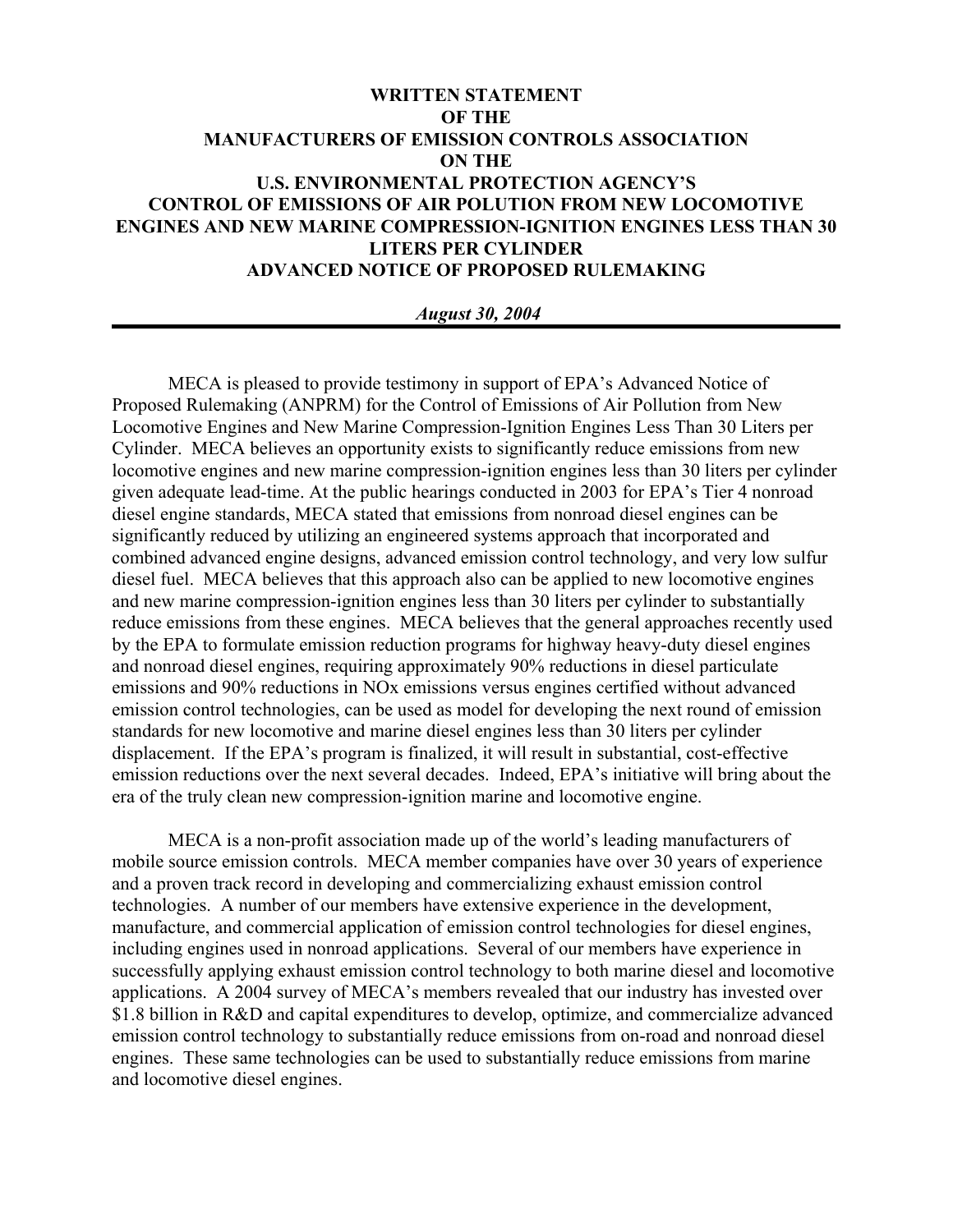# WRITTEN STATEMENT OF THE MANUFACTURERS OF EMISSION CONTROLS ASSOCIATION ON THE U.S. ENVIRONMENTAL PROTECTION AGENCY'S CONTROL OF EMISSIONS OF AIR POLUTION FROM NEW LOCOMOTIVE ENGINES AND NEW MARINE COMPRESSION-IGNITION ENGINES LESS THAN 30 LITERS PER CYLINDER ADVANCED NOTICE OF PROPOSED RULEMAKING

***August 30, 2004***

---

MECA is pleased to provide testimony in support of EPA's Advanced Notice of Proposed Rulemaking (ANPRM) for the Control of Emissions of Air Pollution from New Locomotive Engines and New Marine Compression-Ignition Engines Less Than 30 Liters per Cylinder. MECA believes an opportunity exists to significantly reduce emissions from new locomotive engines and new marine compression-ignition engines less than 30 liters per cylinder given adequate lead-time. At the public hearings conducted in 2003 for EPA's Tier 4 nonroad diesel engine standards, MECA stated that emissions from nonroad diesel engines can be significantly reduced by utilizing an engineered systems approach that incorporated and combined advanced engine designs, advanced emission control technology, and very low sulfur diesel fuel. MECA believes that this approach also can be applied to new locomotive engines and new marine compression-ignition engines less than 30 liters per cylinder to substantially reduce emissions from these engines. MECA believes that the general approaches recently used by the EPA to formulate emission reduction programs for highway heavy-duty diesel engines and nonroad diesel engines, requiring approximately 90% reductions in diesel particulate emissions and 90% reductions in NOx emissions versus engines certified without advanced emission control technologies, can be used as model for developing the next round of emission standards for new locomotive and marine diesel engines less than 30 liters per cylinder displacement. If the EPA's program is finalized, it will result in substantial, cost-effective emission reductions over the next several decades. Indeed, EPA's initiative will bring about the era of the truly clean new compression-ignition marine and locomotive engine.

MECA is a non-profit association made up of the world's leading manufacturers of mobile source emission controls. MECA member companies have over 30 years of experience and a proven track record in developing and commercializing exhaust emission control technologies. A number of our members have extensive experience in the development, manufacture, and commercial application of emission control technologies for diesel engines, including engines used in nonroad applications. Several of our members have experience in successfully applying exhaust emission control technology to both marine diesel and locomotive applications. A 2004 survey of MECA's members revealed that our industry has invested over $1.8 billion in R&D and capital expenditures to develop, optimize, and commercialize advanced emission control technology to substantially reduce emissions from on-road and nonroad diesel engines. These same technologies can be used to substantially reduce emissions from marine and locomotive diesel engines.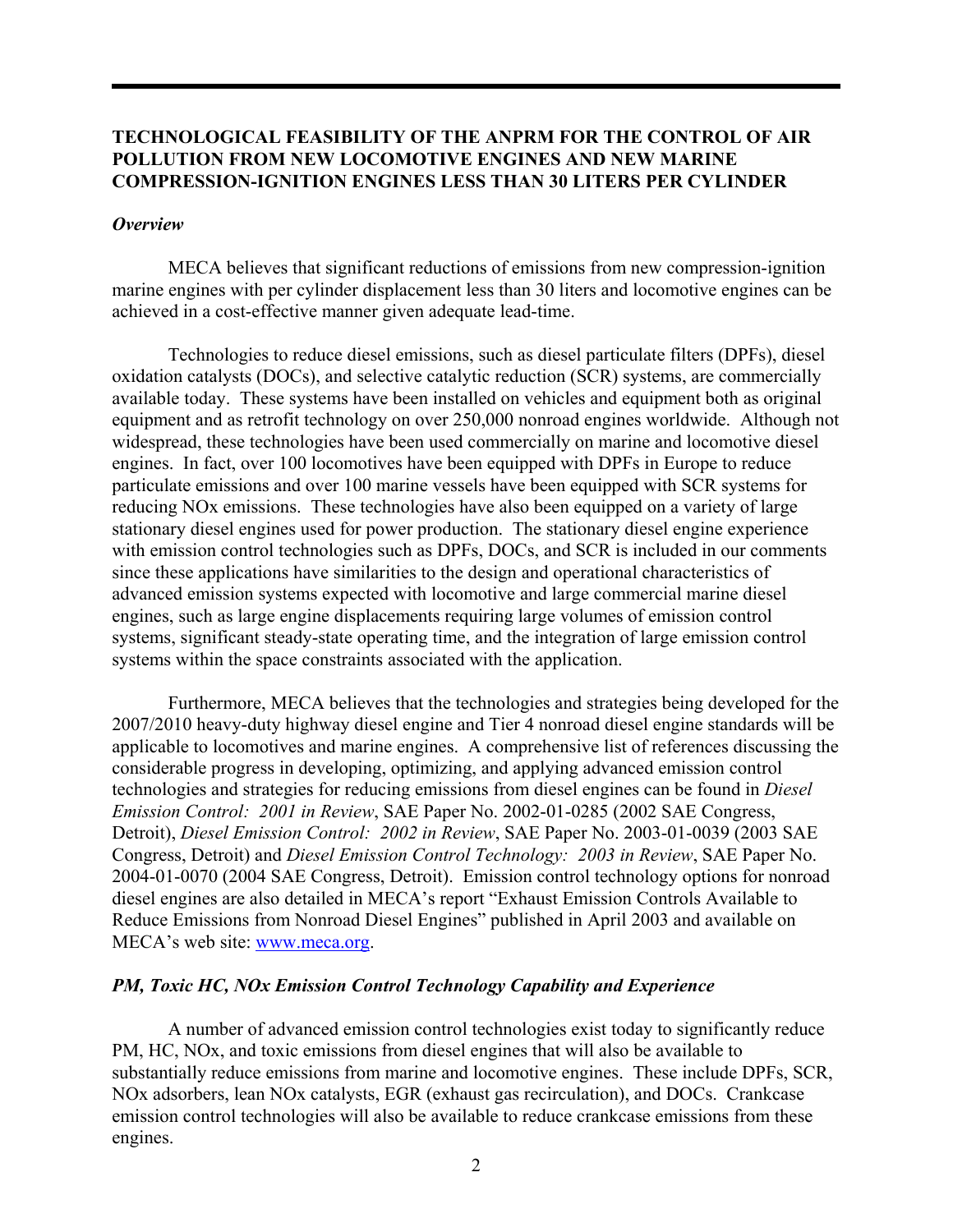## TECHNOLOGICAL FEASIBILITY OF THE ANPRM FOR THE CONTROL OF AIR POLLUTION FROM NEW LOCOMOTIVE ENGINES AND NEW MARINE COMPRESSION-IGNITION ENGINES LESS THAN 30 LITERS PER CYLINDER

### *Overview*

MECA believes that significant reductions of emissions from new compression-ignition marine engines with per cylinder displacement less than 30 liters and locomotive engines can be achieved in a cost-effective manner given adequate lead-time.

Technologies to reduce diesel emissions, such as diesel particulate filters (DPFs), diesel oxidation catalysts (DOCs), and selective catalytic reduction (SCR) systems, are commercially available today. These systems have been installed on vehicles and equipment both as original equipment and as retrofit technology on over 250,000 nonroad engines worldwide. Although not widespread, these technologies have been used commercially on marine and locomotive diesel engines. In fact, over 100 locomotives have been equipped with DPFs in Europe to reduce particulate emissions and over 100 marine vessels have been equipped with SCR systems for reducing NOx emissions. These technologies have also been equipped on a variety of large stationary diesel engines used for power production. The stationary diesel engine experience with emission control technologies such as DPFs, DOCs, and SCR is included in our comments since these applications have similarities to the design and operational characteristics of advanced emission systems expected with locomotive and large commercial marine diesel engines, such as large engine displacements requiring large volumes of emission control systems, significant steady-state operating time, and the integration of large emission control systems within the space constraints associated with the application.

Furthermore, MECA believes that the technologies and strategies being developed for the 2007/2010 heavy-duty highway diesel engine and Tier 4 nonroad diesel engine standards will be applicable to locomotives and marine engines. A comprehensive list of references discussing the considerable progress in developing, optimizing, and applying advanced emission control technologies and strategies for reducing emissions from diesel engines can be found in *Diesel Emission Control: 2001 in Review*, SAE Paper No. 2002-01-0285 (2002 SAE Congress, Detroit), *Diesel Emission Control: 2002 in Review*, SAE Paper No. 2003-01-0039 (2003 SAE Congress, Detroit) and *Diesel Emission Control Technology: 2003 in Review*, SAE Paper No. 2004-01-0070 (2004 SAE Congress, Detroit). Emission control technology options for nonroad diesel engines are also detailed in MECA's report "Exhaust Emission Controls Available to Reduce Emissions from Nonroad Diesel Engines" published in April 2003 and available on MECA's web site: www.meca.org.

### *PM, Toxic HC, NOx Emission Control Technology Capability and Experience*

A number of advanced emission control technologies exist today to significantly reduce PM, HC, NOx, and toxic emissions from diesel engines that will also be available to substantially reduce emissions from marine and locomotive engines. These include DPFs, SCR, NOx adsorbers, lean NOx catalysts, EGR (exhaust gas recirculation), and DOCs. Crankcase emission control technologies will also be available to reduce crankcase emissions from these engines.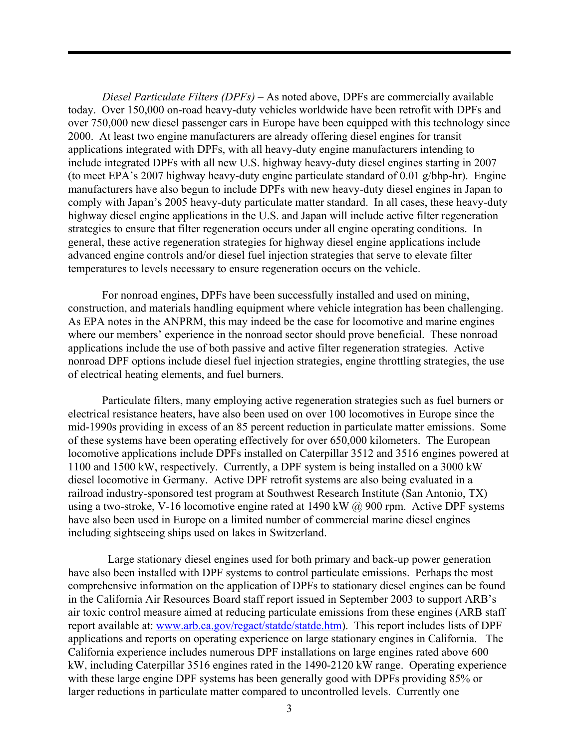*Diesel Particulate Filters (DPFs)* – As noted above, DPFs are commercially available today. Over 150,000 on-road heavy-duty vehicles worldwide have been retrofit with DPFs and over 750,000 new diesel passenger cars in Europe have been equipped with this technology since 2000. At least two engine manufacturers are already offering diesel engines for transit applications integrated with DPFs, with all heavy-duty engine manufacturers intending to include integrated DPFs with all new U.S. highway heavy-duty diesel engines starting in 2007 (to meet EPA's 2007 highway heavy-duty engine particulate standard of 0.01 g/bhp-hr). Engine manufacturers have also begun to include DPFs with new heavy-duty diesel engines in Japan to comply with Japan's 2005 heavy-duty particulate matter standard. In all cases, these heavy-duty highway diesel engine applications in the U.S. and Japan will include active filter regeneration strategies to ensure that filter regeneration occurs under all engine operating conditions. In general, these active regeneration strategies for highway diesel engine applications include advanced engine controls and/or diesel fuel injection strategies that serve to elevate filter temperatures to levels necessary to ensure regeneration occurs on the vehicle.

For nonroad engines, DPFs have been successfully installed and used on mining, construction, and materials handling equipment where vehicle integration has been challenging. As EPA notes in the ANPRM, this may indeed be the case for locomotive and marine engines where our members' experience in the nonroad sector should prove beneficial. These nonroad applications include the use of both passive and active filter regeneration strategies. Active nonroad DPF options include diesel fuel injection strategies, engine throttling strategies, the use of electrical heating elements, and fuel burners.

Particulate filters, many employing active regeneration strategies such as fuel burners or electrical resistance heaters, have also been used on over 100 locomotives in Europe since the mid-1990s providing in excess of an 85 percent reduction in particulate matter emissions. Some of these systems have been operating effectively for over 650,000 kilometers. The European locomotive applications include DPFs installed on Caterpillar 3512 and 3516 engines powered at 1100 and 1500 kW, respectively. Currently, a DPF system is being installed on a 3000 kW diesel locomotive in Germany. Active DPF retrofit systems are also being evaluated in a railroad industry-sponsored test program at Southwest Research Institute (San Antonio, TX) using a two-stroke, V-16 locomotive engine rated at 1490 kW @ 900 rpm. Active DPF systems have also been used in Europe on a limited number of commercial marine diesel engines including sightseeing ships used on lakes in Switzerland.

Large stationary diesel engines used for both primary and back-up power generation have also been installed with DPF systems to control particulate emissions. Perhaps the most comprehensive information on the application of DPFs to stationary diesel engines can be found in the California Air Resources Board staff report issued in September 2003 to support ARB's air toxic control measure aimed at reducing particulate emissions from these engines (ARB staff report available at: www.arb.ca.gov/regact/statde/statde.htm). This report includes lists of DPF applications and reports on operating experience on large stationary engines in California. The California experience includes numerous DPF installations on large engines rated above 600 kW, including Caterpillar 3516 engines rated in the 1490-2120 kW range. Operating experience with these large engine DPF systems has been generally good with DPFs providing 85% or larger reductions in particulate matter compared to uncontrolled levels. Currently one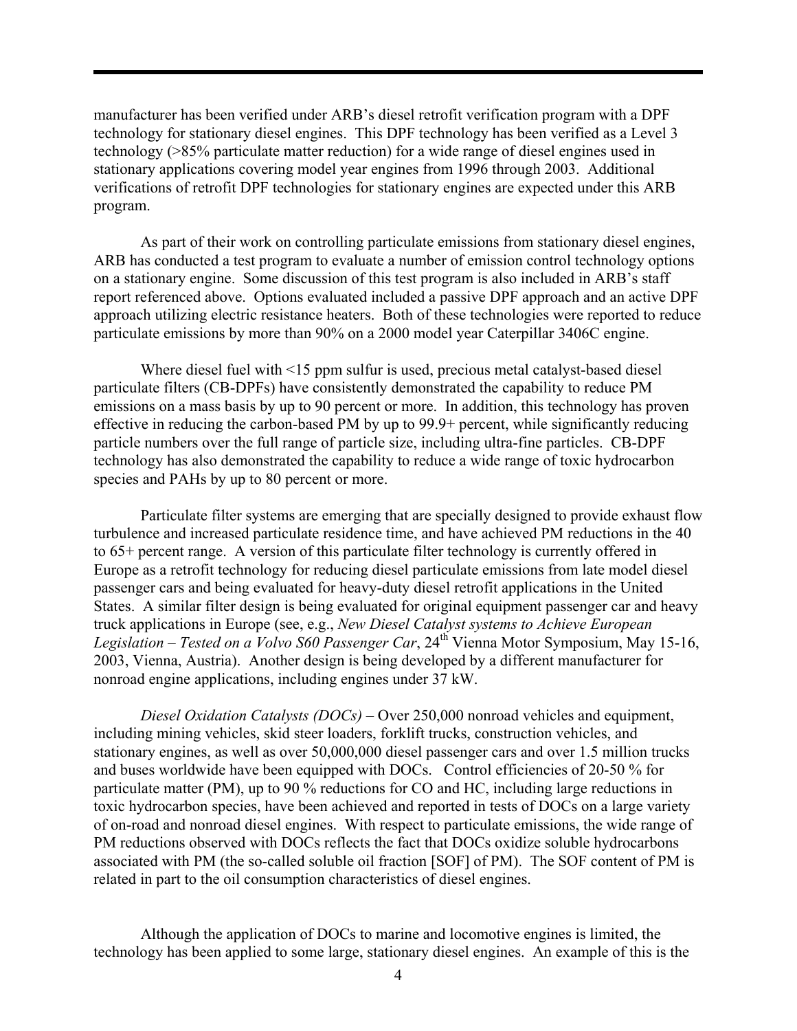manufacturer has been verified under ARB's diesel retrofit verification program with a DPF technology for stationary diesel engines. This DPF technology has been verified as a Level 3 technology (>85% particulate matter reduction) for a wide range of diesel engines used in stationary applications covering model year engines from 1996 through 2003. Additional verifications of retrofit DPF technologies for stationary engines are expected under this ARB program.

As part of their work on controlling particulate emissions from stationary diesel engines, ARB has conducted a test program to evaluate a number of emission control technology options on a stationary engine. Some discussion of this test program is also included in ARB's staff report referenced above. Options evaluated included a passive DPF approach and an active DPF approach utilizing electric resistance heaters. Both of these technologies were reported to reduce particulate emissions by more than 90% on a 2000 model year Caterpillar 3406C engine.

Where diesel fuel with <15 ppm sulfur is used, precious metal catalyst-based diesel particulate filters (CB-DPFs) have consistently demonstrated the capability to reduce PM emissions on a mass basis by up to 90 percent or more. In addition, this technology has proven effective in reducing the carbon-based PM by up to 99.9+ percent, while significantly reducing particle numbers over the full range of particle size, including ultra-fine particles. CB-DPF technology has also demonstrated the capability to reduce a wide range of toxic hydrocarbon species and PAHs by up to 80 percent or more.

Particulate filter systems are emerging that are specially designed to provide exhaust flow turbulence and increased particulate residence time, and have achieved PM reductions in the 40 to 65+ percent range. A version of this particulate filter technology is currently offered in Europe as a retrofit technology for reducing diesel particulate emissions from late model diesel passenger cars and being evaluated for heavy-duty diesel retrofit applications in the United States. A similar filter design is being evaluated for original equipment passenger car and heavy truck applications in Europe (see, e.g., *New Diesel Catalyst systems to Achieve European Legislation – Tested on a Volvo S60 Passenger Car*, 24th Vienna Motor Symposium, May 15-16, 2003, Vienna, Austria). Another design is being developed by a different manufacturer for nonroad engine applications, including engines under 37 kW.

*Diesel Oxidation Catalysts (DOCs)* – Over 250,000 nonroad vehicles and equipment, including mining vehicles, skid steer loaders, forklift trucks, construction vehicles, and stationary engines, as well as over 50,000,000 diesel passenger cars and over 1.5 million trucks and buses worldwide have been equipped with DOCs. Control efficiencies of 20-50 % for particulate matter (PM), up to 90 % reductions for CO and HC, including large reductions in toxic hydrocarbon species, have been achieved and reported in tests of DOCs on a large variety of on-road and nonroad diesel engines. With respect to particulate emissions, the wide range of PM reductions observed with DOCs reflects the fact that DOCs oxidize soluble hydrocarbons associated with PM (the so-called soluble oil fraction [SOF] of PM). The SOF content of PM is related in part to the oil consumption characteristics of diesel engines.

Although the application of DOCs to marine and locomotive engines is limited, the technology has been applied to some large, stationary diesel engines. An example of this is the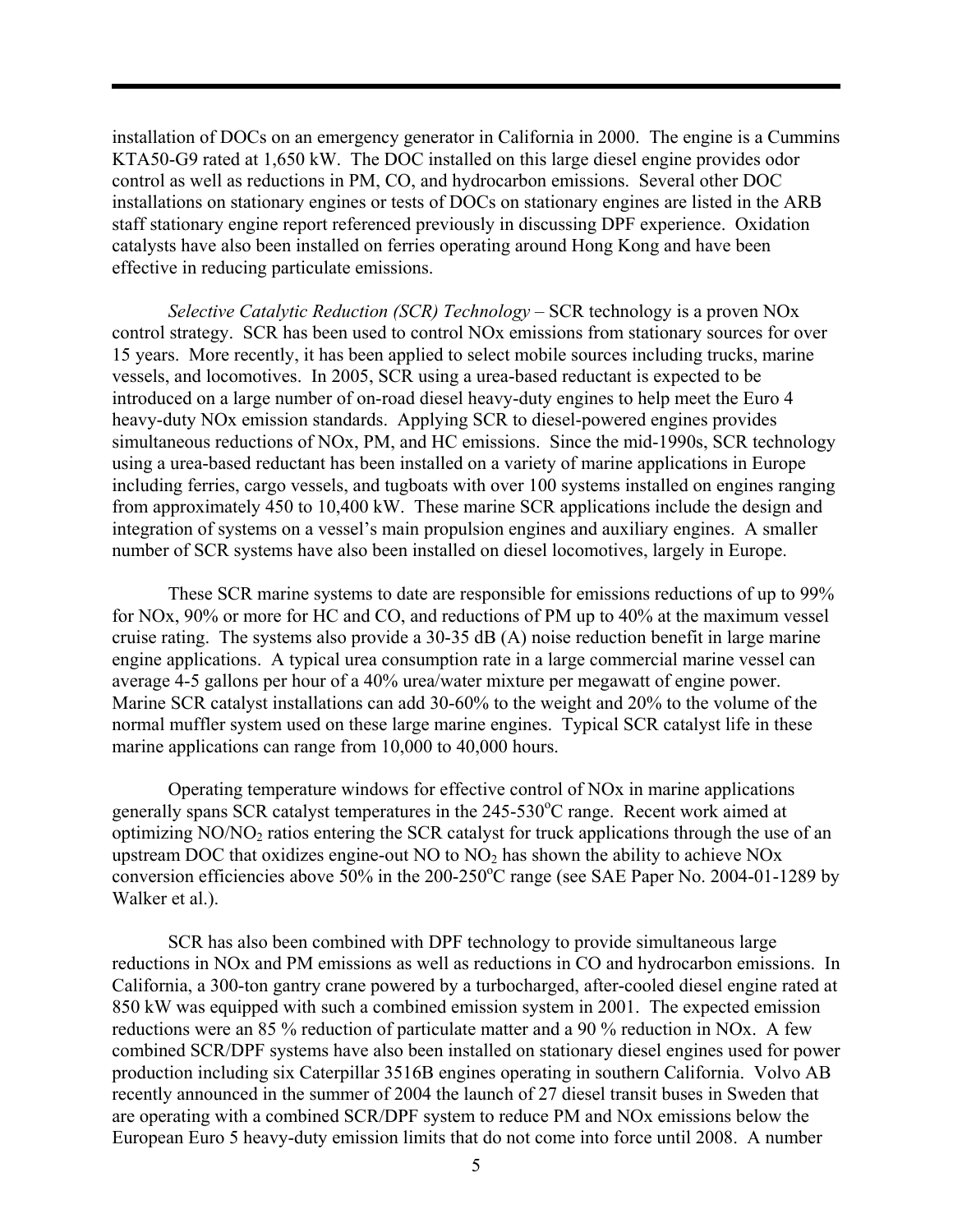installation of DOCs on an emergency generator in California in 2000. The engine is a Cummins KTA50-G9 rated at 1,650 kW. The DOC installed on this large diesel engine provides odor control as well as reductions in PM, CO, and hydrocarbon emissions. Several other DOC installations on stationary engines or tests of DOCs on stationary engines are listed in the ARB staff stationary engine report referenced previously in discussing DPF experience. Oxidation catalysts have also been installed on ferries operating around Hong Kong and have been effective in reducing particulate emissions.

*Selective Catalytic Reduction (SCR) Technology* – SCR technology is a proven NOx control strategy. SCR has been used to control NOx emissions from stationary sources for over 15 years. More recently, it has been applied to select mobile sources including trucks, marine vessels, and locomotives. In 2005, SCR using a urea-based reductant is expected to be introduced on a large number of on-road diesel heavy-duty engines to help meet the Euro 4 heavy-duty NOx emission standards. Applying SCR to diesel-powered engines provides simultaneous reductions of NOx, PM, and HC emissions. Since the mid-1990s, SCR technology using a urea-based reductant has been installed on a variety of marine applications in Europe including ferries, cargo vessels, and tugboats with over 100 systems installed on engines ranging from approximately 450 to 10,400 kW. These marine SCR applications include the design and integration of systems on a vessel's main propulsion engines and auxiliary engines. A smaller number of SCR systems have also been installed on diesel locomotives, largely in Europe.

These SCR marine systems to date are responsible for emissions reductions of up to 99% for NOx, 90% or more for HC and CO, and reductions of PM up to 40% at the maximum vessel cruise rating. The systems also provide a 30-35 dB (A) noise reduction benefit in large marine engine applications. A typical urea consumption rate in a large commercial marine vessel can average 4-5 gallons per hour of a 40% urea/water mixture per megawatt of engine power. Marine SCR catalyst installations can add 30-60% to the weight and 20% to the volume of the normal muffler system used on these large marine engines. Typical SCR catalyst life in these marine applications can range from 10,000 to 40,000 hours.

Operating temperature windows for effective control of NOx in marine applications generally spans SCR catalyst temperatures in the 245-530$^{o}$C range. Recent work aimed at optimizing $NO/NO_2$ ratios entering the SCR catalyst for truck applications through the use of an upstream DOC that oxidizes engine-out NO to $NO_2$ has shown the ability to achieve NOx conversion efficiencies above 50% in the 200-250$^{o}$C range (see SAE Paper No. 2004-01-1289 by Walker et al.).

SCR has also been combined with DPF technology to provide simultaneous large reductions in NOx and PM emissions as well as reductions in CO and hydrocarbon emissions. In California, a 300-ton gantry crane powered by a turbocharged, after-cooled diesel engine rated at 850 kW was equipped with such a combined emission system in 2001. The expected emission reductions were an 85 % reduction of particulate matter and a 90 % reduction in NOx. A few combined SCR/DPF systems have also been installed on stationary diesel engines used for power production including six Caterpillar 3516B engines operating in southern California. Volvo AB recently announced in the summer of 2004 the launch of 27 diesel transit buses in Sweden that are operating with a combined SCR/DPF system to reduce PM and NOx emissions below the European Euro 5 heavy-duty emission limits that do not come into force until 2008. A number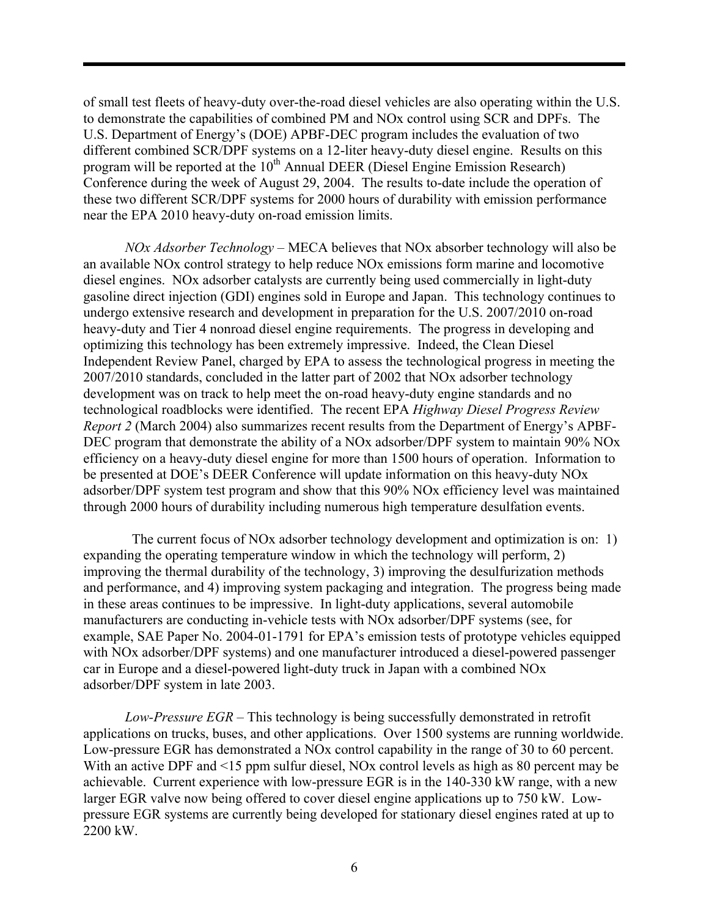of small test fleets of heavy-duty over-the-road diesel vehicles are also operating within the U.S. to demonstrate the capabilities of combined PM and NOx control using SCR and DPFs. The U.S. Department of Energy's (DOE) APBF-DEC program includes the evaluation of two different combined SCR/DPF systems on a 12-liter heavy-duty diesel engine. Results on this program will be reported at the 10th Annual DEER (Diesel Engine Emission Research) Conference during the week of August 29, 2004. The results to-date include the operation of these two different SCR/DPF systems for 2000 hours of durability with emission performance near the EPA 2010 heavy-duty on-road emission limits.

*NOx Adsorber Technology* – MECA believes that NOx absorber technology will also be an available NOx control strategy to help reduce NOx emissions form marine and locomotive diesel engines. NOx adsorber catalysts are currently being used commercially in light-duty gasoline direct injection (GDI) engines sold in Europe and Japan. This technology continues to undergo extensive research and development in preparation for the U.S. 2007/2010 on-road heavy-duty and Tier 4 nonroad diesel engine requirements. The progress in developing and optimizing this technology has been extremely impressive. Indeed, the Clean Diesel Independent Review Panel, charged by EPA to assess the technological progress in meeting the 2007/2010 standards, concluded in the latter part of 2002 that NOx adsorber technology development was on track to help meet the on-road heavy-duty engine standards and no technological roadblocks were identified. The recent EPA *Highway Diesel Progress Review Report 2* (March 2004) also summarizes recent results from the Department of Energy's APBF-DEC program that demonstrate the ability of a NOx adsorber/DPF system to maintain 90% NOx efficiency on a heavy-duty diesel engine for more than 1500 hours of operation. Information to be presented at DOE's DEER Conference will update information on this heavy-duty NOx adsorber/DPF system test program and show that this 90% NOx efficiency level was maintained through 2000 hours of durability including numerous high temperature desulfation events.

The current focus of NOx adsorber technology development and optimization is on: 1) expanding the operating temperature window in which the technology will perform, 2) improving the thermal durability of the technology, 3) improving the desulfurization methods and performance, and 4) improving system packaging and integration. The progress being made in these areas continues to be impressive. In light-duty applications, several automobile manufacturers are conducting in-vehicle tests with NOx adsorber/DPF systems (see, for example, SAE Paper No. 2004-01-1791 for EPA's emission tests of prototype vehicles equipped with NOx adsorber/DPF systems) and one manufacturer introduced a diesel-powered passenger car in Europe and a diesel-powered light-duty truck in Japan with a combined NOx adsorber/DPF system in late 2003.

*Low-Pressure EGR* – This technology is being successfully demonstrated in retrofit applications on trucks, buses, and other applications. Over 1500 systems are running worldwide. Low-pressure EGR has demonstrated a NOx control capability in the range of 30 to 60 percent. With an active DPF and <15 ppm sulfur diesel, NOx control levels as high as 80 percent may be achievable. Current experience with low-pressure EGR is in the 140-330 kW range, with a new larger EGR valve now being offered to cover diesel engine applications up to 750 kW. Low-pressure EGR systems are currently being developed for stationary diesel engines rated at up to 2200 kW.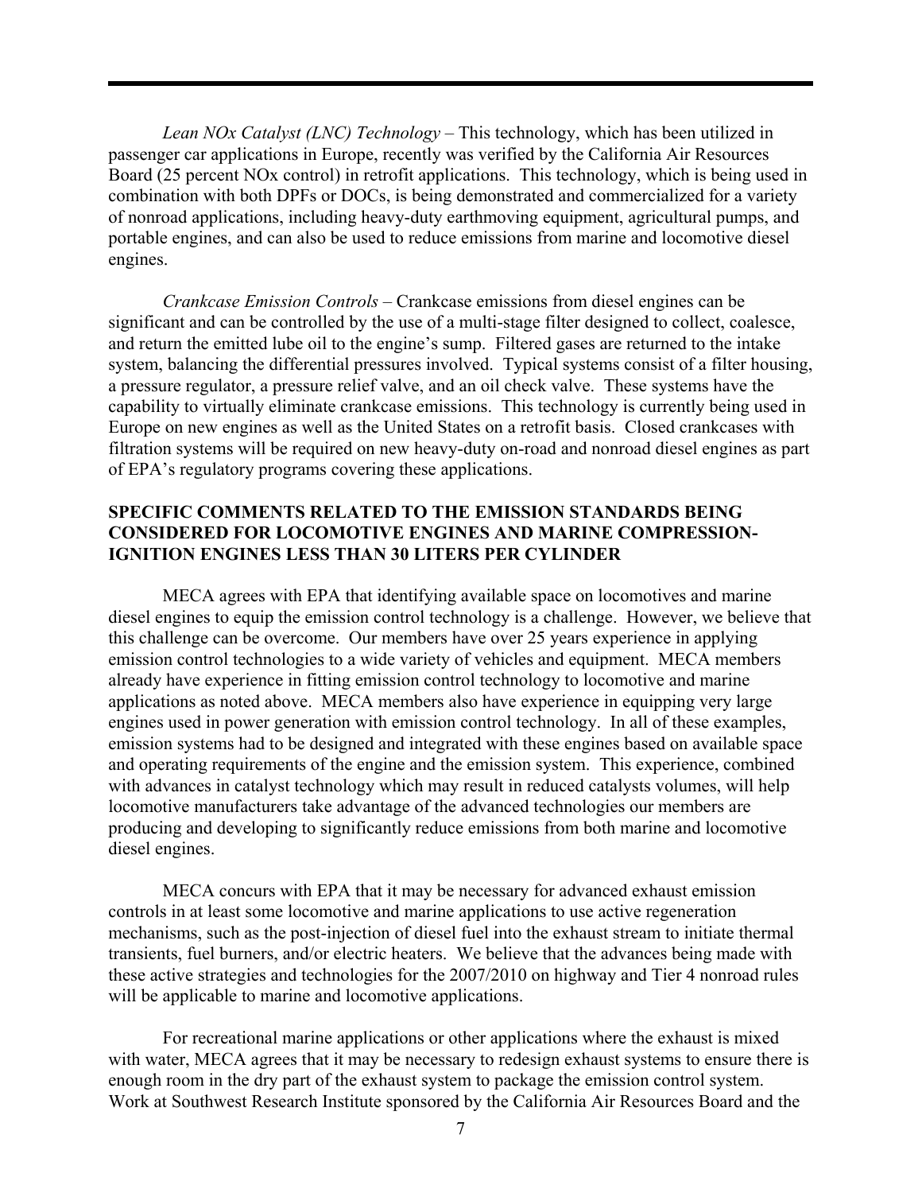*Lean NOx Catalyst (LNC) Technology* – This technology, which has been utilized in passenger car applications in Europe, recently was verified by the California Air Resources Board (25 percent NOx control) in retrofit applications. This technology, which is being used in combination with both DPFs or DOCs, is being demonstrated and commercialized for a variety of nonroad applications, including heavy-duty earthmoving equipment, agricultural pumps, and portable engines, and can also be used to reduce emissions from marine and locomotive diesel engines.

*Crankcase Emission Controls* – Crankcase emissions from diesel engines can be significant and can be controlled by the use of a multi-stage filter designed to collect, coalesce, and return the emitted lube oil to the engine's sump. Filtered gases are returned to the intake system, balancing the differential pressures involved. Typical systems consist of a filter housing, a pressure regulator, a pressure relief valve, and an oil check valve. These systems have the capability to virtually eliminate crankcase emissions. This technology is currently being used in Europe on new engines as well as the United States on a retrofit basis. Closed crankcases with filtration systems will be required on new heavy-duty on-road and nonroad diesel engines as part of EPA's regulatory programs covering these applications.

## SPECIFIC COMMENTS RELATED TO THE EMISSION STANDARDS BEING CONSIDERED FOR LOCOMOTIVE ENGINES AND MARINE COMPRESSION-IGNITION ENGINES LESS THAN 30 LITERS PER CYLINDER

MECA agrees with EPA that identifying available space on locomotives and marine diesel engines to equip the emission control technology is a challenge. However, we believe that this challenge can be overcome. Our members have over 25 years experience in applying emission control technologies to a wide variety of vehicles and equipment. MECA members already have experience in fitting emission control technology to locomotive and marine applications as noted above. MECA members also have experience in equipping very large engines used in power generation with emission control technology. In all of these examples, emission systems had to be designed and integrated with these engines based on available space and operating requirements of the engine and the emission system. This experience, combined with advances in catalyst technology which may result in reduced catalysts volumes, will help locomotive manufacturers take advantage of the advanced technologies our members are producing and developing to significantly reduce emissions from both marine and locomotive diesel engines.

MECA concurs with EPA that it may be necessary for advanced exhaust emission controls in at least some locomotive and marine applications to use active regeneration mechanisms, such as the post-injection of diesel fuel into the exhaust stream to initiate thermal transients, fuel burners, and/or electric heaters. We believe that the advances being made with these active strategies and technologies for the 2007/2010 on highway and Tier 4 nonroad rules will be applicable to marine and locomotive applications.

For recreational marine applications or other applications where the exhaust is mixed with water, MECA agrees that it may be necessary to redesign exhaust systems to ensure there is enough room in the dry part of the exhaust system to package the emission control system. Work at Southwest Research Institute sponsored by the California Air Resources Board and the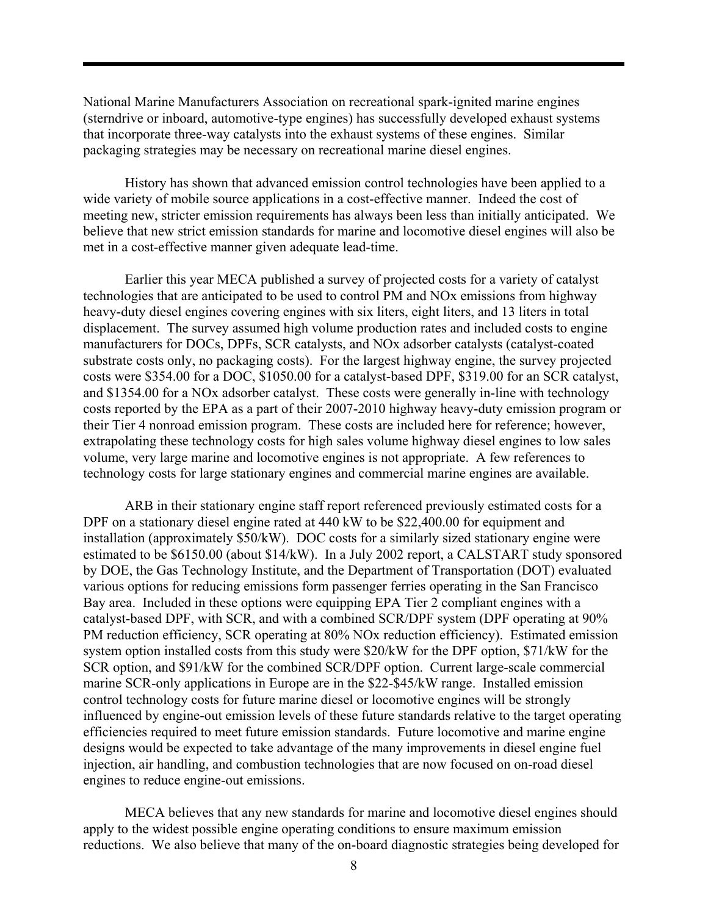National Marine Manufacturers Association on recreational spark-ignited marine engines (sterndrive or inboard, automotive-type engines) has successfully developed exhaust systems that incorporate three-way catalysts into the exhaust systems of these engines. Similar packaging strategies may be necessary on recreational marine diesel engines.

History has shown that advanced emission control technologies have been applied to a wide variety of mobile source applications in a cost-effective manner. Indeed the cost of meeting new, stricter emission requirements has always been less than initially anticipated. We believe that new strict emission standards for marine and locomotive diesel engines will also be met in a cost-effective manner given adequate lead-time.

Earlier this year MECA published a survey of projected costs for a variety of catalyst technologies that are anticipated to be used to control PM and NOx emissions from highway heavy-duty diesel engines covering engines with six liters, eight liters, and 13 liters in total displacement. The survey assumed high volume production rates and included costs to engine manufacturers for DOCs, DPFs, SCR catalysts, and NOx adsorber catalysts (catalyst-coated substrate costs only, no packaging costs). For the largest highway engine, the survey projected costs were \$354.00 for a DOC, \$1050.00 for a catalyst-based DPF, \$319.00 for an SCR catalyst, and \$1354.00 for a NOx adsorber catalyst. These costs were generally in-line with technology costs reported by the EPA as a part of their 2007-2010 highway heavy-duty emission program or their Tier 4 nonroad emission program. These costs are included here for reference; however, extrapolating these technology costs for high sales volume highway diesel engines to low sales volume, very large marine and locomotive engines is not appropriate. A few references to technology costs for large stationary engines and commercial marine engines are available.

ARB in their stationary engine staff report referenced previously estimated costs for a DPF on a stationary diesel engine rated at 440 kW to be \$22,400.00 for equipment and installation (approximately \$50/kW). DOC costs for a similarly sized stationary engine were estimated to be \$6150.00 (about \$14/kW). In a July 2002 report, a CALSTART study sponsored by DOE, the Gas Technology Institute, and the Department of Transportation (DOT) evaluated various options for reducing emissions form passenger ferries operating in the San Francisco Bay area. Included in these options were equipping EPA Tier 2 compliant engines with a catalyst-based DPF, with SCR, and with a combined SCR/DPF system (DPF operating at 90% PM reduction efficiency, SCR operating at 80% NOx reduction efficiency). Estimated emission system option installed costs from this study were \$20/kW for the DPF option, \$71/kW for the SCR option, and \$91/kW for the combined SCR/DPF option. Current large-scale commercial marine SCR-only applications in Europe are in the \$22-\$45/kW range. Installed emission control technology costs for future marine diesel or locomotive engines will be strongly influenced by engine-out emission levels of these future standards relative to the target operating efficiencies required to meet future emission standards. Future locomotive and marine engine designs would be expected to take advantage of the many improvements in diesel engine fuel injection, air handling, and combustion technologies that are now focused on on-road diesel engines to reduce engine-out emissions.

MECA believes that any new standards for marine and locomotive diesel engines should apply to the widest possible engine operating conditions to ensure maximum emission reductions. We also believe that many of the on-board diagnostic strategies being developed for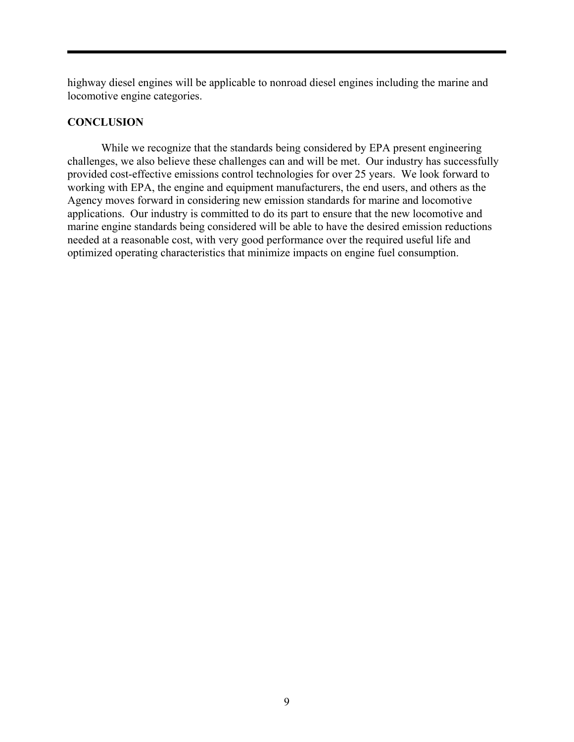highway diesel engines will be applicable to nonroad diesel engines including the marine and locomotive engine categories.

**CONCLUSION**

While we recognize that the standards being considered by EPA present engineering challenges, we also believe these challenges can and will be met. Our industry has successfully provided cost-effective emissions control technologies for over 25 years. We look forward to working with EPA, the engine and equipment manufacturers, the end users, and others as the Agency moves forward in considering new emission standards for marine and locomotive applications. Our industry is committed to do its part to ensure that the new locomotive and marine engine standards being considered will be able to have the desired emission reductions needed at a reasonable cost, with very good performance over the required useful life and optimized operating characteristics that minimize impacts on engine fuel consumption.